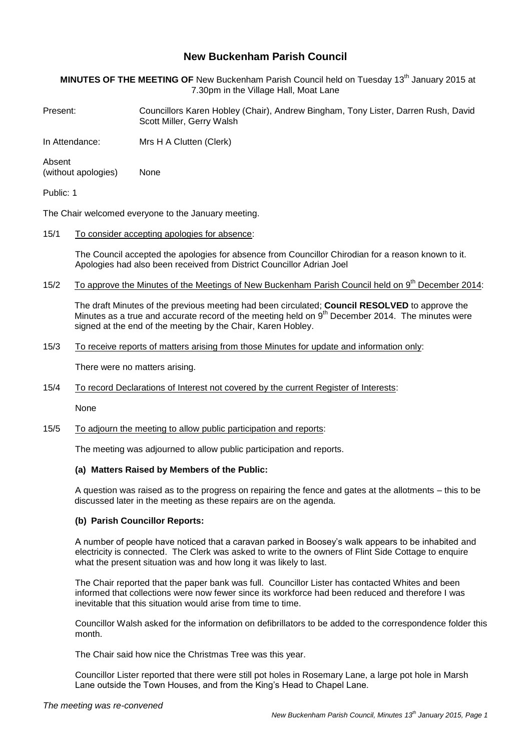# New Buckenham Parish Council

**MINUTES OF THE MEETING OF** New Buckenham Parish Council held on Tuesday 13th January 2015 at 7.30pm in the Village Hall, Moat Lane

Present: Councillors Karen Hobley (Chair), Andrew Bingham, Tony Lister, Darren Rush, David Scott Miller, Gerry Walsh

In Attendance: Mrs H A Clutten (Clerk)

Absent (without apologies): None

Public: 1

The Chair welcomed everyone to the January meeting.

15/1 To consider accepting apologies for absence:

The Council accepted the apologies for absence from Councillor Chirodian for a reason known to it. Apologies had also been received from District Councillor Adrian Joel

15/2 To approve the Minutes of the Meetings of New Buckenham Parish Council held on 9th December 2014:

The draft Minutes of the previous meeting had been circulated; **Council RESOLVED** to approve the Minutes as a true and accurate record of the meeting held on 9th December 2014. The minutes were signed at the end of the meeting by the Chair, Karen Hobley.

15/3 To receive reports of matters arising from those Minutes for update and information only:

There were no matters arising.

15/4 To record Declarations of Interest not covered by the current Register of Interests:

None

15/5 To adjourn the meeting to allow public participation and reports:

The meeting was adjourned to allow public participation and reports.

**(a) Matters Raised by Members of the Public:**

A question was raised as to the progress on repairing the fence and gates at the allotments – this to be discussed later in the meeting as these repairs are on the agenda.

**(b) Parish Councillor Reports:**

A number of people have noticed that a caravan parked in Boosey's walk appears to be inhabited and electricity is connected. The Clerk was asked to write to the owners of Flint Side Cottage to enquire what the present situation was and how long it was likely to last.

The Chair reported that the paper bank was full. Councillor Lister has contacted Whites and been informed that collections were now fewer since its workforce had been reduced and therefore I was inevitable that this situation would arise from time to time.

Councillor Walsh asked for the information on defibrillators to be added to the correspondence folder this month.

The Chair said how nice the Christmas Tree was this year.

Councillor Lister reported that there were still pot holes in Rosemary Lane, a large pot hole in Marsh Lane outside the Town Houses, and from the King's Head to Chapel Lane.

*The meeting was re-convened*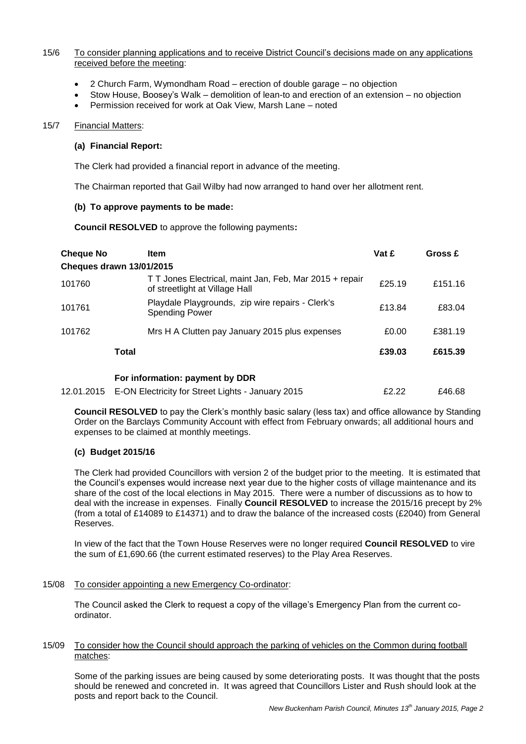15/6 To consider planning applications and to receive District Council's decisions made on any applications received before the meeting:

- 2 Church Farm, Wymondham Road – erection of double garage – no objection
- Stow House, Boosey's Walk – demolition of lean-to and erection of an extension – no objection
- Permission received for work at Oak View, Marsh Lane – noted

15/7 Financial Matters:

**(a) Financial Report:**

The Clerk had provided a financial report in advance of the meeting.

The Chairman reported that Gail Wilby had now arranged to hand over her allotment rent.

**(b) To approve payments to be made:**

**Council RESOLVED** to approve the following payments**:**

| Cheque No | Item | Vat £ | Gross £ |
|---|---|---|---|
| **Cheques drawn 13/01/2015** | | | |
| 101760 | T T Jones Electrical, maint Jan, Feb, Mar 2015 + repair of streetlight at Village Hall | £25.19 | £151.16 |
| 101761 | Playdale Playgrounds, zip wire repairs - Clerk's Spending Power | £13.84 | £83.04 |
| 101762 | Mrs H A Clutten pay January 2015 plus expenses | £0.00 | £381.19 |
| **Total** | | **£39.03** | **£615.39** |
| | **For information: payment by DDR** | | |
| 12.01.2015 | E-ON Electricity for Street Lights - January 2015 | £2.22 | £46.68 |

**Council RESOLVED** to pay the Clerk's monthly basic salary (less tax) and office allowance by Standing Order on the Barclays Community Account with effect from February onwards; all additional hours and expenses to be claimed at monthly meetings.

**(c) Budget 2015/16**

The Clerk had provided Councillors with version 2 of the budget prior to the meeting. It is estimated that the Council's expenses would increase next year due to the higher costs of village maintenance and its share of the cost of the local elections in May 2015. There were a number of discussions as to how to deal with the increase in expenses. Finally **Council RESOLVED** to increase the 2015/16 precept by 2% (from a total of £14089 to £14371) and to draw the balance of the increased costs (£2040) from General Reserves.

In view of the fact that the Town House Reserves were no longer required **Council RESOLVED** to vire the sum of £1,690.66 (the current estimated reserves) to the Play Area Reserves.

15/08 To consider appointing a new Emergency Co-ordinator:

The Council asked the Clerk to request a copy of the village's Emergency Plan from the current co-ordinator.

15/09 To consider how the Council should approach the parking of vehicles on the Common during football matches:

Some of the parking issues are being caused by some deteriorating posts. It was thought that the posts should be renewed and concreted in. It was agreed that Councillors Lister and Rush should look at the posts and report back to the Council.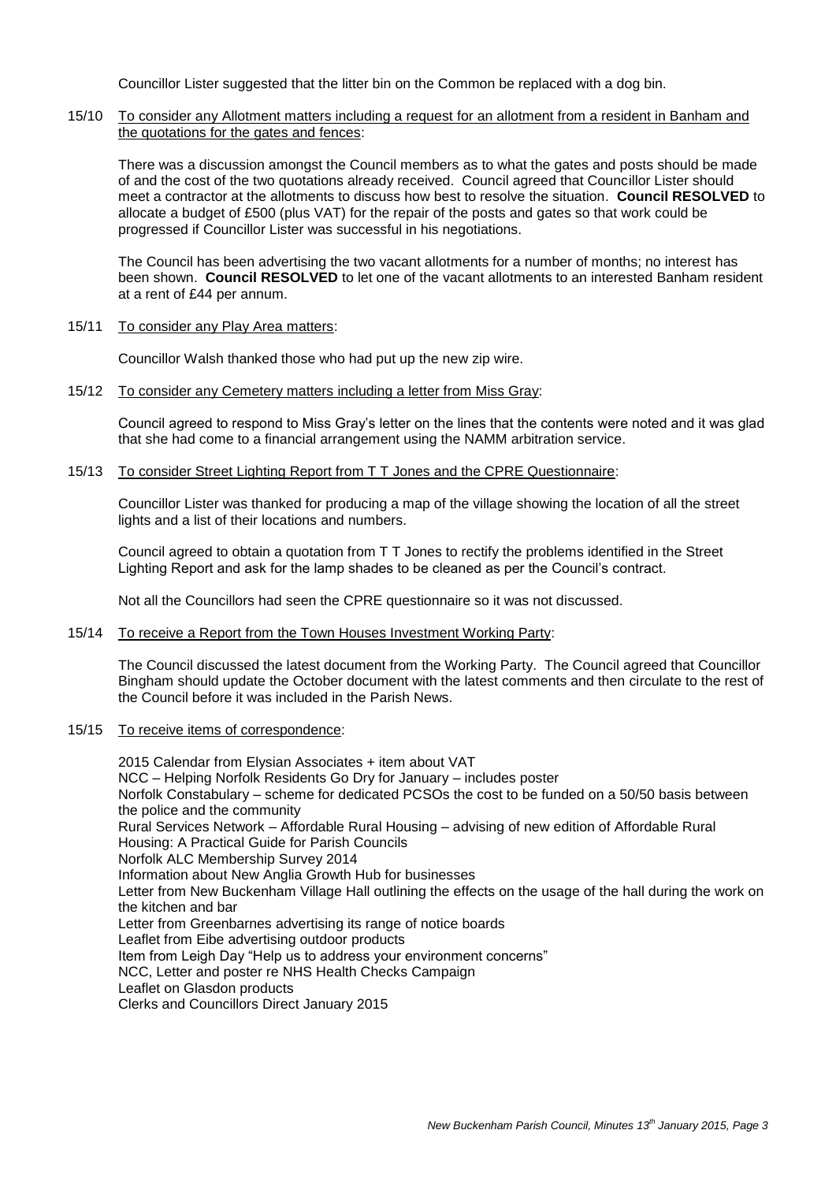Councillor Lister suggested that the litter bin on the Common be replaced with a dog bin.

15/10 To consider any Allotment matters including a request for an allotment from a resident in Banham and the quotations for the gates and fences:

There was a discussion amongst the Council members as to what the gates and posts should be made of and the cost of the two quotations already received. Council agreed that Councillor Lister should meet a contractor at the allotments to discuss how best to resolve the situation. **Council RESOLVED** to allocate a budget of £500 (plus VAT) for the repair of the posts and gates so that work could be progressed if Councillor Lister was successful in his negotiations.

The Council has been advertising the two vacant allotments for a number of months; no interest has been shown. **Council RESOLVED** to let one of the vacant allotments to an interested Banham resident at a rent of £44 per annum.

15/11 To consider any Play Area matters:

Councillor Walsh thanked those who had put up the new zip wire.

15/12 To consider any Cemetery matters including a letter from Miss Gray:

Council agreed to respond to Miss Gray's letter on the lines that the contents were noted and it was glad that she had come to a financial arrangement using the NAMM arbitration service.

15/13 To consider Street Lighting Report from T T Jones and the CPRE Questionnaire:

Councillor Lister was thanked for producing a map of the village showing the location of all the street lights and a list of their locations and numbers.

Council agreed to obtain a quotation from T T Jones to rectify the problems identified in the Street Lighting Report and ask for the lamp shades to be cleaned as per the Council's contract.

Not all the Councillors had seen the CPRE questionnaire so it was not discussed.

15/14 To receive a Report from the Town Houses Investment Working Party:

The Council discussed the latest document from the Working Party. The Council agreed that Councillor Bingham should update the October document with the latest comments and then circulate to the rest of the Council before it was included in the Parish News.

15/15 To receive items of correspondence:

2015 Calendar from Elysian Associates + item about VAT
NCC – Helping Norfolk Residents Go Dry for January – includes poster
Norfolk Constabulary – scheme for dedicated PCSOs the cost to be funded on a 50/50 basis between the police and the community
Rural Services Network – Affordable Rural Housing – advising of new edition of Affordable Rural Housing: A Practical Guide for Parish Councils
Norfolk ALC Membership Survey 2014
Information about New Anglia Growth Hub for businesses
Letter from New Buckenham Village Hall outlining the effects on the usage of the hall during the work on the kitchen and bar
Letter from Greenbarnes advertising its range of notice boards
Leaflet from Eibe advertising outdoor products
Item from Leigh Day "Help us to address your environment concerns"
NCC, Letter and poster re NHS Health Checks Campaign
Leaflet on Glasdon products
Clerks and Councillors Direct January 2015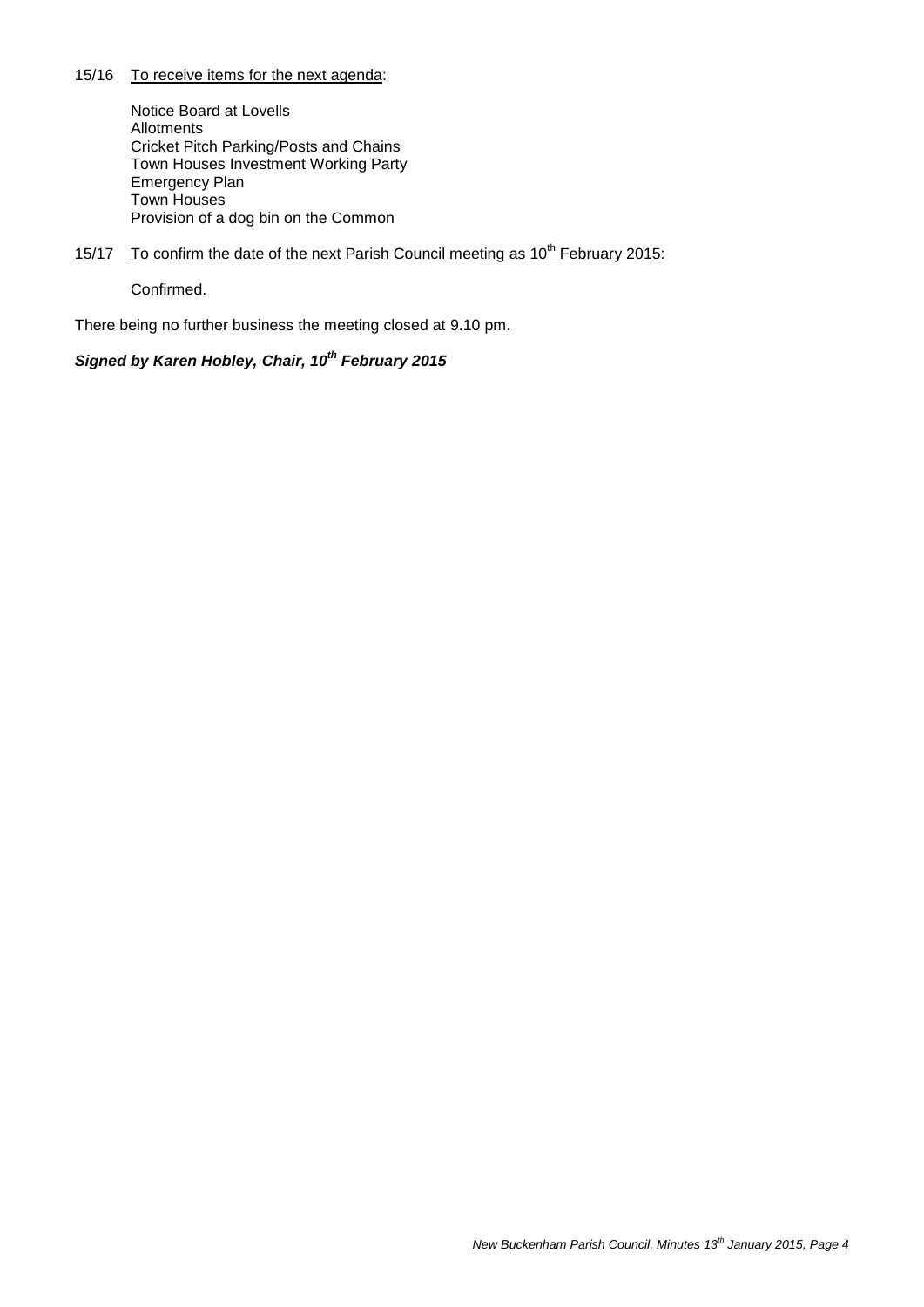15/16 To receive items for the next agenda:

Notice Board at Lovells
Allotments
Cricket Pitch Parking/Posts and Chains
Town Houses Investment Working Party
Emergency Plan
Town Houses
Provision of a dog bin on the Common

15/17 To confirm the date of the next Parish Council meeting as 10th February 2015:

Confirmed.

There being no further business the meeting closed at 9.10 pm.

***Signed by Karen Hobley, Chair, 10th February 2015***